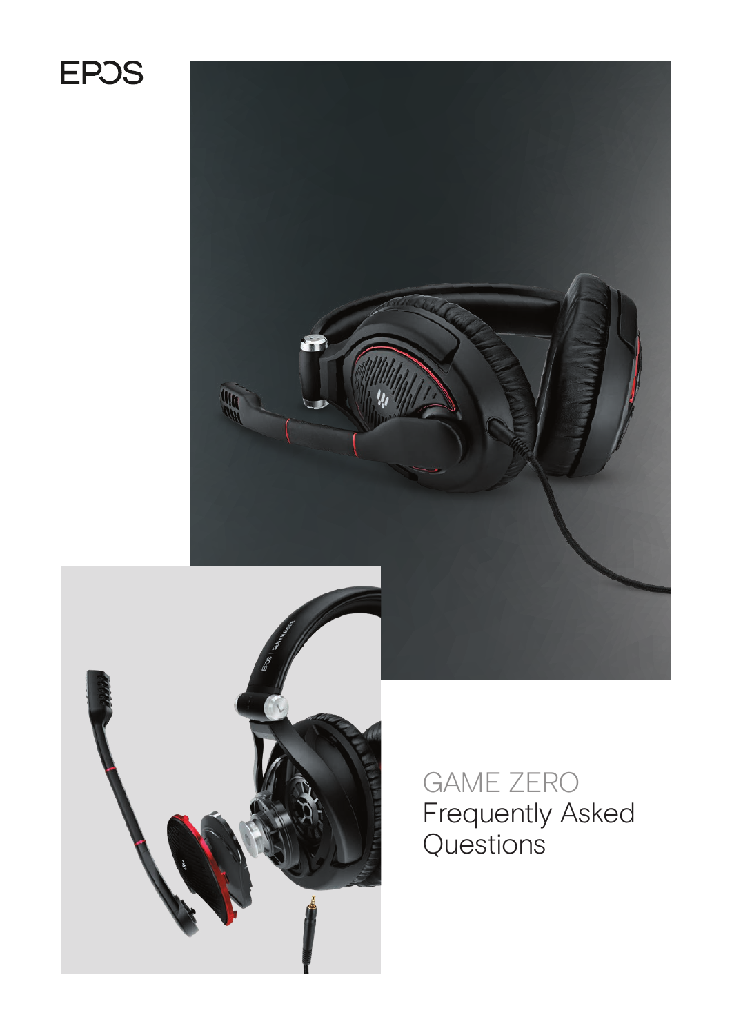EPOS

# GAME ZERO
Frequently Asked Questions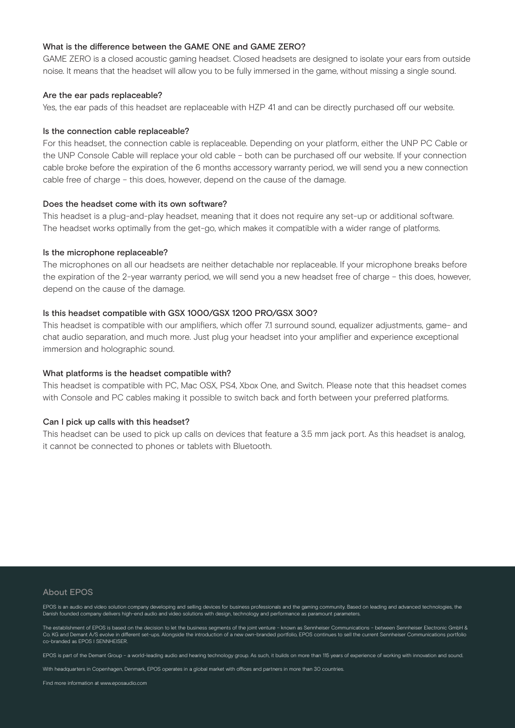### What is the difference between the GAME ONE and GAME ZERO?

GAME ZERO is a closed acoustic gaming headset. Closed headsets are designed to isolate your ears from outside noise. It means that the headset will allow you to be fully immersed in the game, without missing a single sound.

### Are the ear pads replaceable?

Yes, the ear pads of this headset are replaceable with HZP 41 and can be directly purchased off our website.

### Is the connection cable replaceable?

For this headset, the connection cable is replaceable. Depending on your platform, either the UNP PC Cable or the UNP Console Cable will replace your old cable – both can be purchased off our website. If your connection cable broke before the expiration of the 6 months accessory warranty period, we will send you a new connection cable free of charge – this does, however, depend on the cause of the damage.

### Does the headset come with its own software?

This headset is a plug-and-play headset, meaning that it does not require any set-up or additional software. The headset works optimally from the get-go, which makes it compatible with a wider range of platforms.

### Is the microphone replaceable?

The microphones on all our headsets are neither detachable nor replaceable. If your microphone breaks before the expiration of the 2-year warranty period, we will send you a new headset free of charge – this does, however, depend on the cause of the damage.

### Is this headset compatible with GSX 1000/GSX 1200 PRO/GSX 300?

This headset is compatible with our amplifiers, which offer 7.1 surround sound, equalizer adjustments, game- and chat audio separation, and much more. Just plug your headset into your amplifier and experience exceptional immersion and holographic sound.

### What platforms is the headset compatible with?

This headset is compatible with PC, Mac OSX, PS4, Xbox One, and Switch. Please note that this headset comes with Console and PC cables making it possible to switch back and forth between your preferred platforms.

### Can I pick up calls with this headset?

This headset can be used to pick up calls on devices that feature a 3.5 mm jack port. As this headset is analog, it cannot be connected to phones or tablets with Bluetooth.

## About EPOS

EPOS is an audio and video solution company developing and selling devices for business professionals and the gaming community. Based on leading and advanced technologies, the Danish founded company delivers high-end audio and video solutions with design, technology and performance as paramount parameters.

The establishment of EPOS is based on the decision to let the business segments of the joint venture – known as Sennheiser Communications – between Sennheiser Electronic GmbH & Co. KG and Demant A/S evolve in different set-ups. Alongside the introduction of a new own-branded portfolio, EPOS continues to sell the current Sennheiser Communications portfolio co-branded as EPOS | SENNHEISER.

EPOS is part of the Demant Group – a world-leading audio and hearing technology group. As such, it builds on more than 115 years of experience of working with innovation and sound.

With headquarters in Copenhagen, Denmark, EPOS operates in a global market with offices and partners in more than 30 countries.

Find more information at www.eposaudio.com